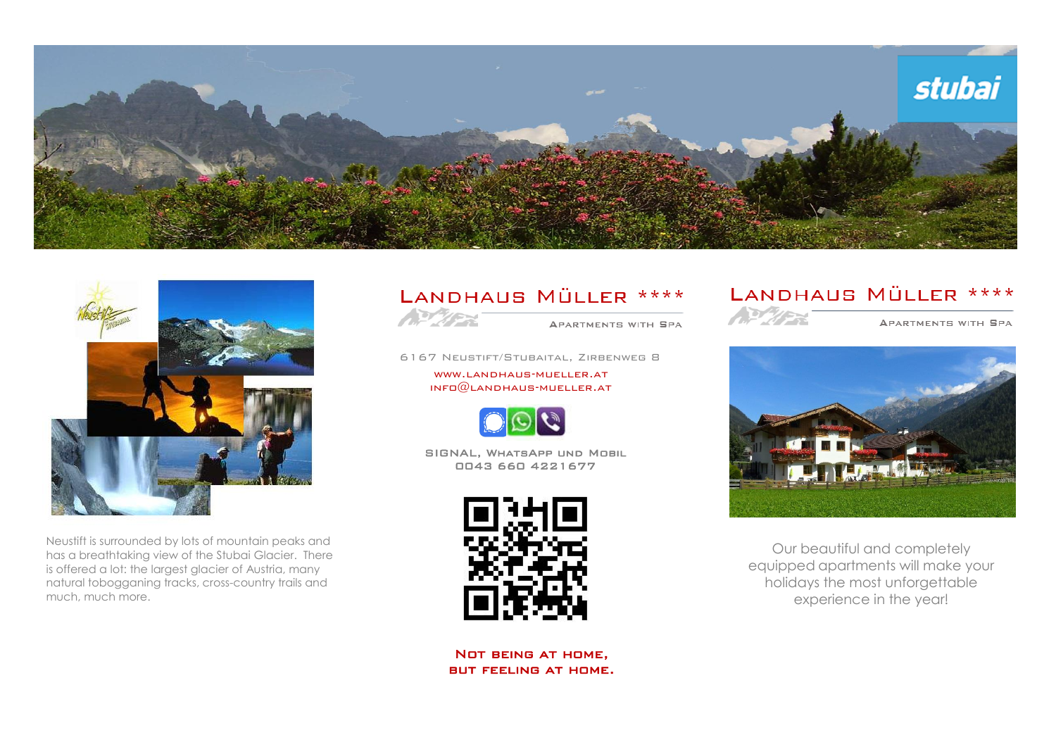stubai

Neustift is surrounded by lots of mountain peaks and has a breathtaking view of the Stubai Glacier. There is offered a lot: the largest glacier of Austria, many natural tobogganing tracks, cross-country trails and much, much more.

# Landhaus Müller ****

Apartments with Spa

6167 Neustift/Stubaital, Zirbenweg 8

www.landhaus-mueller.at
info@landhaus-mueller.at

SIGNAL, WhatsApp und Mobil
0043 660 4221677

**Not being at home, but feeling at home.**

# Landhaus Müller ****

Apartments with Spa

Our beautiful and completely equipped apartments will make your holidays the most unforgettable experience in the year!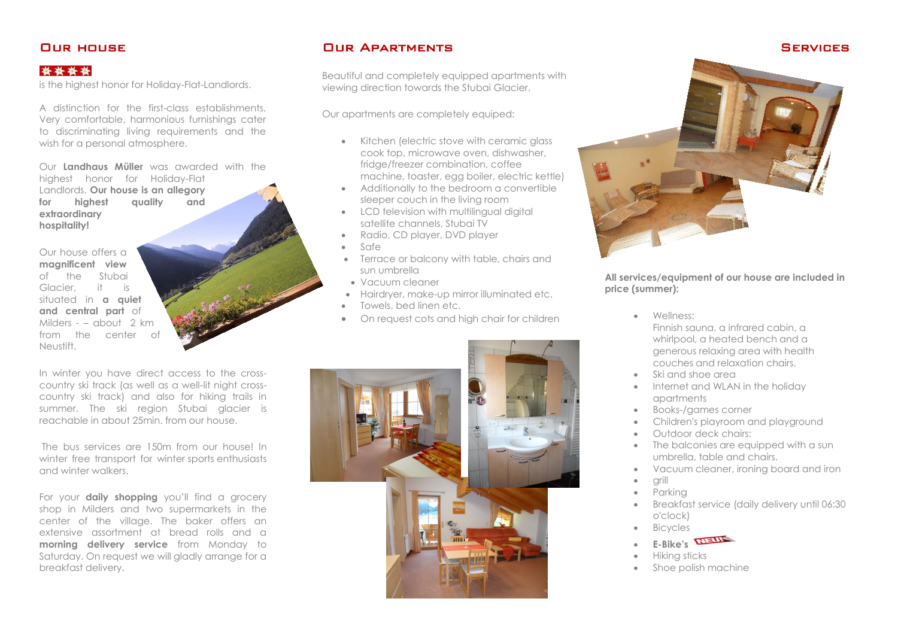## Our house

**\*\*\*\***

is the highest honor for Holiday-Flat-Landlords.

A distinction for the first-class establishments. Very comfortable, harmonious furnishings cater to discriminating living requirements and the wish for a personal atmosphere.

Our **Landhaus Müller** was awarded with the highest honor for Holiday-Flat Landlords. **Our house is an allegory for highest quality and extraordinary hospitality!**

Our house offers a **magnificent view** of the Stubai Glacier, it is situated in **a quiet and central part** of Milders - – about 2 km from the center of Neustift.

In winter you have direct access to the cross-country ski track (as well as a well-lit night cross-country ski track) and also for hiking trails in summer. The ski region Stubai glacier is reachable in about 25min. from our house.

The bus services are 150m from our house! In winter free transport for winter sports enthusiasts and winter walkers.

For your **daily shopping** you'll find a grocery shop in Milders and two supermarkets in the center of the village. The baker offers an extensive assortment at bread rolls and a **morning delivery service** from Monday to Saturday. On request we will gladly arrange for a breakfast delivery.

## Our Apartments

Beautiful and completely equipped apartments with viewing direction towards the Stubai Glacier.

Our apartments are completely equiped:

- Kitchen (electric stove with ceramic glass cook top, microwave oven, dishwasher, fridge/freezer combination, coffee machine, toaster, egg boiler, electric kettle)
- Additionally to the bedroom a convertible sleeper couch in the living room
- LCD television with multilingual digital satellite channels, Stubai TV
- Radio, CD player, DVD player
- Safe
- Terrace or balcony with table, chairs and sun umbrella
- Vacuum cleaner
- Hairdryer, make-up mirror illuminated etc.
- Towels, bed linen etc.
- On request cots and high chair for children

## Services

**All services/equipment of our house are included in price (summer):**

- Wellness:
  Finnish sauna, a infrared cabin, a whirlpool, a heated bench and a generous relaxing area with health couches and relaxation chairs.
- Ski and shoe area
- Internet and WLAN in the holiday apartments
- Books-/games corner
- Children's playroom and playground
- Outdoor deck chairs:
- The balconies are equipped with a sun umbrella, table and chairs.
- Vacuum cleaner, ironing board and iron
- grill
- Parking
- Breakfast service (daily delivery until 06:30 o'clock)
- Bicycles
- **E-Bike's** NEU!
- Hiking sticks
- Shoe polish machine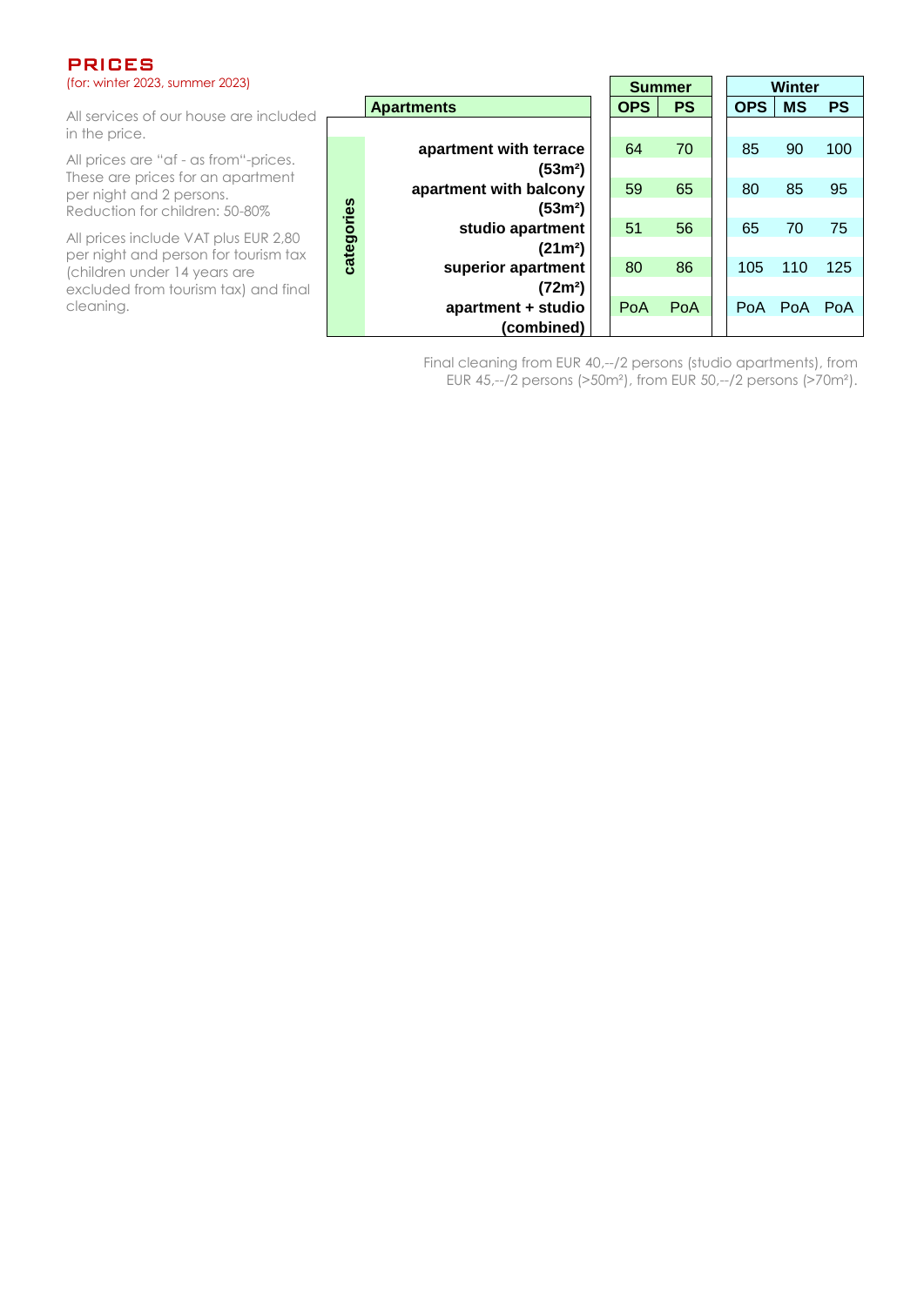## PRICES

(for: winter 2023, summer 2023)

All services of our house are included in the price.

All prices are "af - as from"-prices. These are prices for an apartment per night and 2 persons.
Reduction for children: 50-80%

All prices include VAT plus EUR 2,80 per night and person for tourism tax (children under 14 years are excluded from tourism tax) and final cleaning.

| | | Summer | | Winter | | |
|---|---|---|---|---|---|---|
| | **Apartments** | **OPS** | **PS** | **OPS** | **MS** | **PS** |
| **categories** | **apartment with terrace (53m²)** | 64 | 70 | 85 | 90 | 100 |
| | **apartment with balcony (53m²)** | 59 | 65 | 80 | 85 | 95 |
| | **studio apartment (21m²)** | 51 | 56 | 65 | 70 | 75 |
| | **superior apartment (72m²)** | 80 | 86 | 105 | 110 | 125 |
| | **apartment + studio (combined)** | PoA | PoA | PoA | PoA | PoA |

Final cleaning from EUR 40,--/2 persons (studio apartments), from EUR 45,--/2 persons (>50m²), from EUR 50,--/2 persons (>70m²).